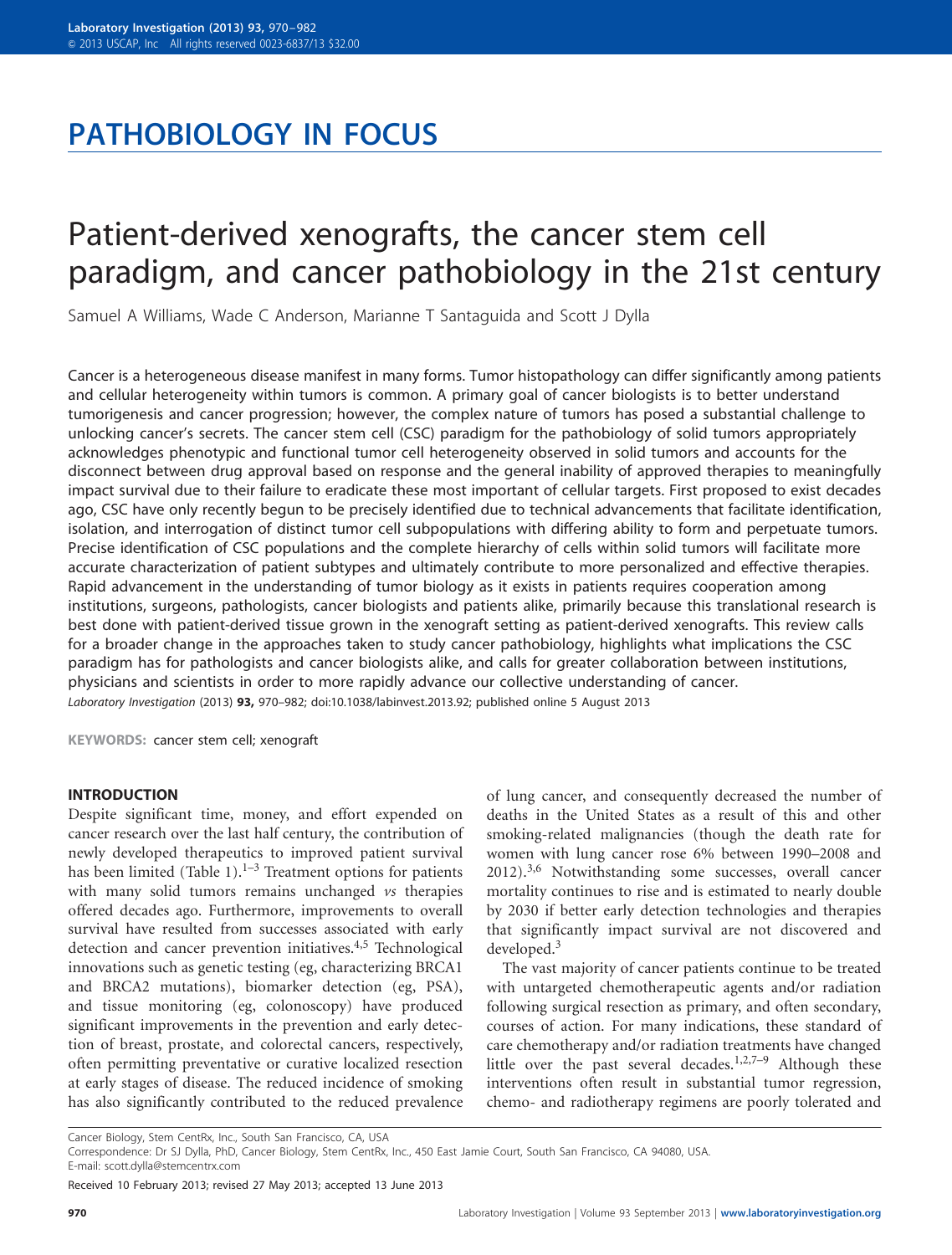# PATHOBIOLOGY IN FOCUS

# Patient-derived xenografts, the cancer stem cell paradigm, and cancer pathobiology in the 21st century

Samuel A Williams, Wade C Anderson, Marianne T Santaguida and Scott J Dylla

Cancer is a heterogeneous disease manifest in many forms. Tumor histopathology can differ significantly among patients and cellular heterogeneity within tumors is common. A primary goal of cancer biologists is to better understand tumorigenesis and cancer progression; however, the complex nature of tumors has posed a substantial challenge to unlocking cancer's secrets. The cancer stem cell (CSC) paradigm for the pathobiology of solid tumors appropriately acknowledges phenotypic and functional tumor cell heterogeneity observed in solid tumors and accounts for the disconnect between drug approval based on response and the general inability of approved therapies to meaningfully impact survival due to their failure to eradicate these most important of cellular targets. First proposed to exist decades ago, CSC have only recently begun to be precisely identified due to technical advancements that facilitate identification, isolation, and interrogation of distinct tumor cell subpopulations with differing ability to form and perpetuate tumors. Precise identification of CSC populations and the complete hierarchy of cells within solid tumors will facilitate more accurate characterization of patient subtypes and ultimately contribute to more personalized and effective therapies. Rapid advancement in the understanding of tumor biology as it exists in patients requires cooperation among institutions, surgeons, pathologists, cancer biologists and patients alike, primarily because this translational research is best done with patient-derived tissue grown in the xenograft setting as patient-derived xenografts. This review calls for a broader change in the approaches taken to study cancer pathobiology, highlights what implications the CSC paradigm has for pathologists and cancer biologists alike, and calls for greater collaboration between institutions, physicians and scientists in order to more rapidly advance our collective understanding of cancer.

*Laboratory Investigation* (2013) **93,** 970–982; doi:10.1038/labinvest.2013.92; published online 5 August 2013

**KEYWORDS:** cancer stem cell; xenograft

## INTRODUCTION

Despite significant time, money, and effort expended on cancer research over the last half century, the contribution of newly developed therapeutics to improved patient survival has been limited (Table 1).[1–3] Treatment options for patients with many solid tumors remains unchanged *vs* therapies offered decades ago. Furthermore, improvements to overall survival have resulted from successes associated with early detection and cancer prevention initiatives.[4,5] Technological innovations such as genetic testing (eg, characterizing BRCA1 and BRCA2 mutations), biomarker detection (eg, PSA), and tissue monitoring (eg, colonoscopy) have produced significant improvements in the prevention and early detection of breast, prostate, and colorectal cancers, respectively, often permitting preventative or curative localized resection at early stages of disease. The reduced incidence of smoking has also significantly contributed to the reduced prevalence of lung cancer, and consequently decreased the number of deaths in the United States as a result of this and other smoking-related malignancies (though the death rate for women with lung cancer rose 6% between 1990–2008 and 2012).[3,6] Notwithstanding some successes, overall cancer mortality continues to rise and is estimated to nearly double by 2030 if better early detection technologies and therapies that significantly impact survival are not discovered and developed.[3]

The vast majority of cancer patients continue to be treated with untargeted chemotherapeutic agents and/or radiation following surgical resection as primary, and often secondary, courses of action. For many indications, these standard of care chemotherapy and/or radiation treatments have changed little over the past several decades.[1,2,7–9] Although these interventions often result in substantial tumor regression, chemo- and radiotherapy regimens are poorly tolerated and

Cancer Biology, Stem CentRx, Inc., South San Francisco, CA, USA

Correspondence: Dr SJ Dylla, PhD, Cancer Biology, Stem CentRx, Inc., 450 East Jamie Court, South San Francisco, CA 94080, USA.
E-mail: scott.dylla@stemcentrx.com

Received 10 February 2013; revised 27 May 2013; accepted 13 June 2013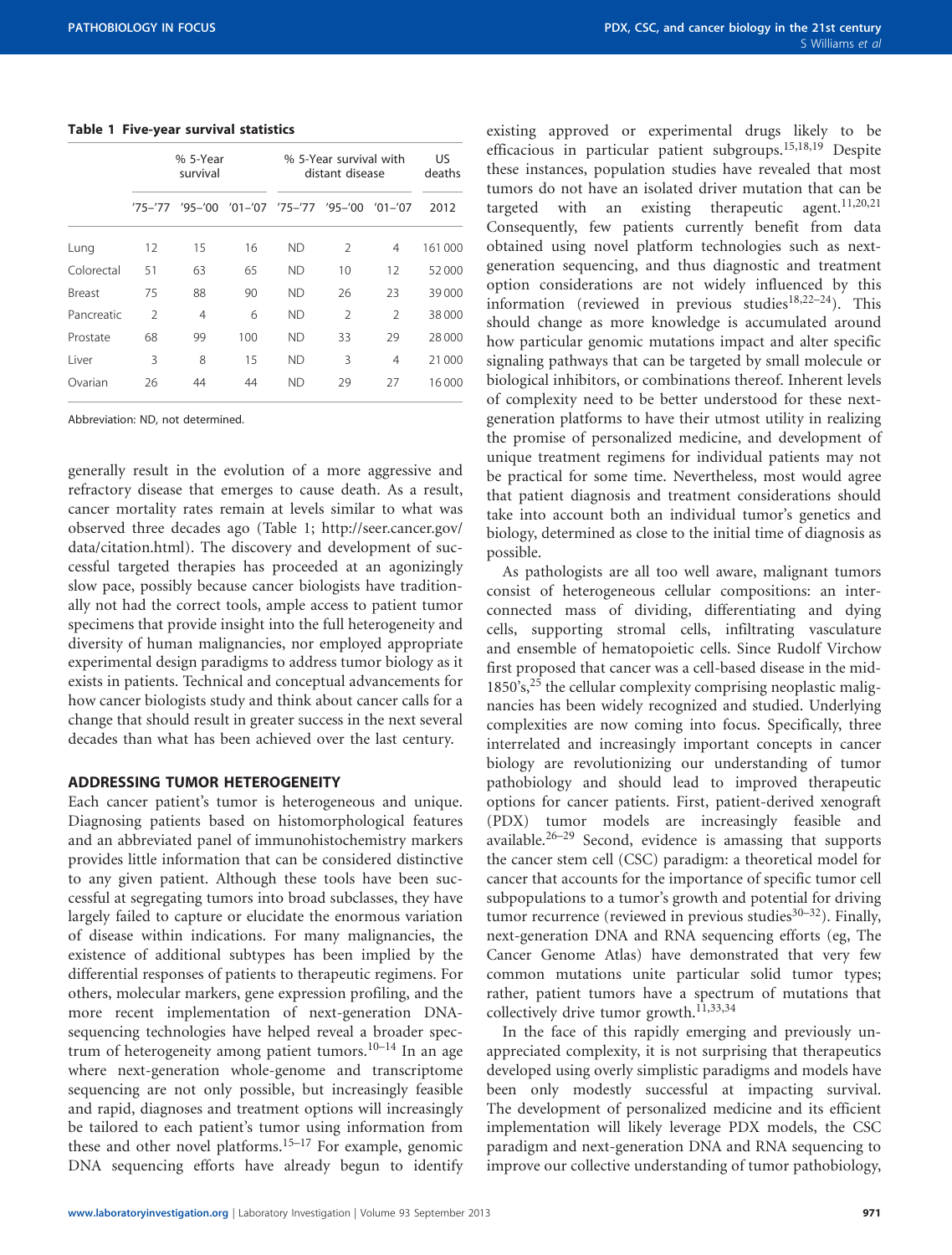**Table 1 Five-year survival statistics**

| | % 5-Year survival | | | % 5-Year survival with distant disease | | | US deaths |
|---|---|---|---|---|---|---|---|
| | '75–'77 | '95–'00 | '01–'07 | '75–'77 | '95–'00 | '01–'07 | 2012 |
| Lung | 12 | 15 | 16 | ND | 2 | 4 | 161 000 |
| Colorectal | 51 | 63 | 65 | ND | 10 | 12 | 52 000 |
| Breast | 75 | 88 | 90 | ND | 26 | 23 | 39 000 |
| Pancreatic | 2 | 4 | 6 | ND | 2 | 2 | 38 000 |
| Prostate | 68 | 99 | 100 | ND | 33 | 29 | 28 000 |
| Liver | 3 | 8 | 15 | ND | 3 | 4 | 21 000 |
| Ovarian | 26 | 44 | 44 | ND | 29 | 27 | 16 000 |

Abbreviation: ND, not determined.

generally result in the evolution of a more aggressive and refractory disease that emerges to cause death. As a result, cancer mortality rates remain at levels similar to what was observed three decades ago (Table 1; http://seer.cancer.gov/data/citation.html). The discovery and development of successful targeted therapies has proceeded at an agonizingly slow pace, possibly because cancer biologists have traditionally not had the correct tools, ample access to patient tumor specimens that provide insight into the full heterogeneity and diversity of human malignancies, nor employed appropriate experimental design paradigms to address tumor biology as it exists in patients. Technical and conceptual advancements for how cancer biologists study and think about cancer calls for a change that should result in greater success in the next several decades than what has been achieved over the last century.

## ADDRESSING TUMOR HETEROGENEITY

Each cancer patient's tumor is heterogeneous and unique. Diagnosing patients based on histomorphological features and an abbreviated panel of immunohistochemistry markers provides little information that can be considered distinctive to any given patient. Although these tools have been successful at segregating tumors into broad subclasses, they have largely failed to capture or elucidate the enormous variation of disease within indications. For many malignancies, the existence of additional subtypes has been implied by the differential responses of patients to therapeutic regimens. For others, molecular markers, gene expression profiling, and the more recent implementation of next-generation DNA-sequencing technologies have helped reveal a broader spectrum of heterogeneity among patient tumors.[10–14] In an age where next-generation whole-genome and transcriptome sequencing are not only possible, but increasingly feasible and rapid, diagnoses and treatment options will increasingly be tailored to each patient's tumor using information from these and other novel platforms.[15–17] For example, genomic DNA sequencing efforts have already begun to identify existing approved or experimental drugs likely to be efficacious in particular patient subgroups.[15,18,19] Despite these instances, population studies have revealed that most tumors do not have an isolated driver mutation that can be targeted with an existing therapeutic agent.[11,20,21] Consequently, few patients currently benefit from data obtained using novel platform technologies such as next-generation sequencing, and thus diagnostic and treatment option considerations are not widely influenced by this information (reviewed in previous studies[18,22–24]). This should change as more knowledge is accumulated around how particular genomic mutations impact and alter specific signaling pathways that can be targeted by small molecule or biological inhibitors, or combinations thereof. Inherent levels of complexity need to be better understood for these next-generation platforms to have their utmost utility in realizing the promise of personalized medicine, and development of unique treatment regimens for individual patients may not be practical for some time. Nevertheless, most would agree that patient diagnosis and treatment considerations should take into account both an individual tumor's genetics and biology, determined as close to the initial time of diagnosis as possible.

As pathologists are all too well aware, malignant tumors consist of heterogeneous cellular compositions: an interconnected mass of dividing, differentiating and dying cells, supporting stromal cells, infiltrating vasculature and ensemble of hematopoietic cells. Since Rudolf Virchow first proposed that cancer was a cell-based disease in the mid-1850's,[25] the cellular complexity comprising neoplastic malignancies has been widely recognized and studied. Underlying complexities are now coming into focus. Specifically, three interrelated and increasingly important concepts in cancer biology are revolutionizing our understanding of tumor pathobiology and should lead to improved therapeutic options for cancer patients. First, patient-derived xenograft (PDX) tumor models are increasingly feasible and available.[26–29] Second, evidence is amassing that supports the cancer stem cell (CSC) paradigm: a theoretical model for cancer that accounts for the importance of specific tumor cell subpopulations to a tumor's growth and potential for driving tumor recurrence (reviewed in previous studies[30–32]). Finally, next-generation DNA and RNA sequencing efforts (eg, The Cancer Genome Atlas) have demonstrated that very few common mutations unite particular solid tumor types; rather, patient tumors have a spectrum of mutations that collectively drive tumor growth.[11,33,34]

In the face of this rapidly emerging and previously unappreciated complexity, it is not surprising that therapeutics developed using overly simplistic paradigms and models have been only modestly successful at impacting survival. The development of personalized medicine and its efficient implementation will likely leverage PDX models, the CSC paradigm and next-generation DNA and RNA sequencing to improve our collective understanding of tumor pathobiology,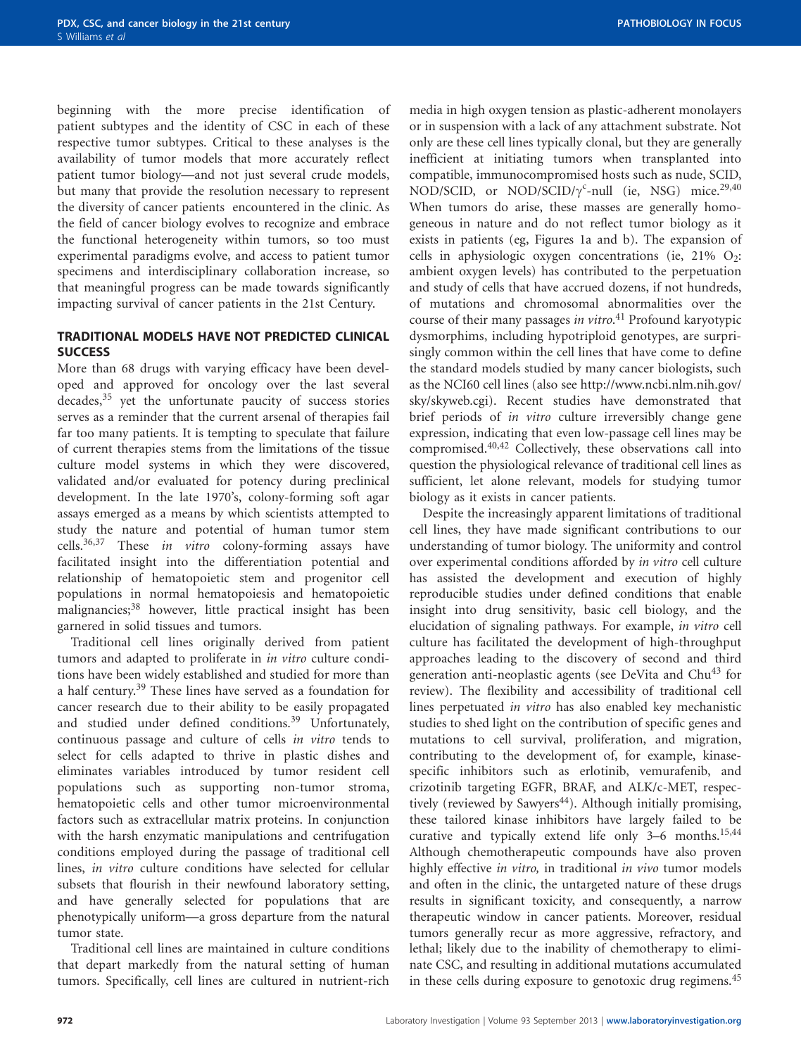beginning with the more precise identification of patient subtypes and the identity of CSC in each of these respective tumor subtypes. Critical to these analyses is the availability of tumor models that more accurately reflect patient tumor biology—and not just several crude models, but many that provide the resolution necessary to represent the diversity of cancer patients encountered in the clinic. As the field of cancer biology evolves to recognize and embrace the functional heterogeneity within tumors, so too must experimental paradigms evolve, and access to patient tumor specimens and interdisciplinary collaboration increase, so that meaningful progress can be made towards significantly impacting survival of cancer patients in the 21st Century.

## TRADITIONAL MODELS HAVE NOT PREDICTED CLINICAL SUCCESS

More than 68 drugs with varying efficacy have been developed and approved for oncology over the last several decades,[35] yet the unfortunate paucity of success stories serves as a reminder that the current arsenal of therapies fail far too many patients. It is tempting to speculate that failure of current therapies stems from the limitations of the tissue culture model systems in which they were discovered, validated and/or evaluated for potency during preclinical development. In the late 1970's, colony-forming soft agar assays emerged as a means by which scientists attempted to study the nature and potential of human tumor stem cells.[36,37] These *in vitro* colony-forming assays have facilitated insight into the differentiation potential and relationship of hematopoietic stem and progenitor cell populations in normal hematopoiesis and hematopoietic malignancies;[38] however, little practical insight has been garnered in solid tissues and tumors.

Traditional cell lines originally derived from patient tumors and adapted to proliferate in *in vitro* culture conditions have been widely established and studied for more than a half century.[39] These lines have served as a foundation for cancer research due to their ability to be easily propagated and studied under defined conditions.[39] Unfortunately, continuous passage and culture of cells *in vitro* tends to select for cells adapted to thrive in plastic dishes and eliminates variables introduced by tumor resident cell populations such as supporting non-tumor stroma, hematopoietic cells and other tumor microenvironmental factors such as extracellular matrix proteins. In conjunction with the harsh enzymatic manipulations and centrifugation conditions employed during the passage of traditional cell lines, *in vitro* culture conditions have selected for cellular subsets that flourish in their newfound laboratory setting, and have generally selected for populations that are phenotypically uniform—a gross departure from the natural tumor state.

Traditional cell lines are maintained in culture conditions that depart markedly from the natural setting of human tumors. Specifically, cell lines are cultured in nutrient-rich media in high oxygen tension as plastic-adherent monolayers or in suspension with a lack of any attachment substrate. Not only are these cell lines typically clonal, but they are generally inefficient at initiating tumors when transplanted into compatible, immunocompromised hosts such as nude, SCID, NOD/SCID, or NOD/SCID/$\gamma^c$-null (ie, NSG) mice.[29,40] When tumors do arise, these masses are generally homogeneous in nature and do not reflect tumor biology as it exists in patients (eg, Figures 1a and b). The expansion of cells in aphysiologic oxygen concentrations (ie, 21% $O_2$: ambient oxygen levels) has contributed to the perpetuation and study of cells that have accrued dozens, if not hundreds, of mutations and chromosomal abnormalities over the course of their many passages *in vitro*.[41] Profound karyotypic dysmorphims, including hypotriploid genotypes, are surprisingly common within the cell lines that have come to define the standard models studied by many cancer biologists, such as the NCI60 cell lines (also see http://www.ncbi.nlm.nih.gov/sky/skyweb.cgi). Recent studies have demonstrated that brief periods of *in vitro* culture irreversibly change gene expression, indicating that even low-passage cell lines may be compromised.[40,42] Collectively, these observations call into question the physiological relevance of traditional cell lines as sufficient, let alone relevant, models for studying tumor biology as it exists in cancer patients.

Despite the increasingly apparent limitations of traditional cell lines, they have made significant contributions to our understanding of tumor biology. The uniformity and control over experimental conditions afforded by *in vitro* cell culture has assisted the development and execution of highly reproducible studies under defined conditions that enable insight into drug sensitivity, basic cell biology, and the elucidation of signaling pathways. For example, *in vitro* cell culture has facilitated the development of high-throughput approaches leading to the discovery of second and third generation anti-neoplastic agents (see DeVita and Chu[43] for review). The flexibility and accessibility of traditional cell lines perpetuated *in vitro* has also enabled key mechanistic studies to shed light on the contribution of specific genes and mutations to cell survival, proliferation, and migration, contributing to the development of, for example, kinase-specific inhibitors such as erlotinib, vemurafenib, and crizotinib targeting EGFR, BRAF, and ALK/c-MET, respectively (reviewed by Sawyers[44]). Although initially promising, these tailored kinase inhibitors have largely failed to be curative and typically extend life only 3–6 months.[15,44] Although chemotherapeutic compounds have also proven highly effective *in vitro,* in traditional *in vivo* tumor models and often in the clinic, the untargeted nature of these drugs results in significant toxicity, and consequently, a narrow therapeutic window in cancer patients. Moreover, residual tumors generally recur as more aggressive, refractory, and lethal; likely due to the inability of chemotherapy to eliminate CSC, and resulting in additional mutations accumulated in these cells during exposure to genotoxic drug regimens.[45]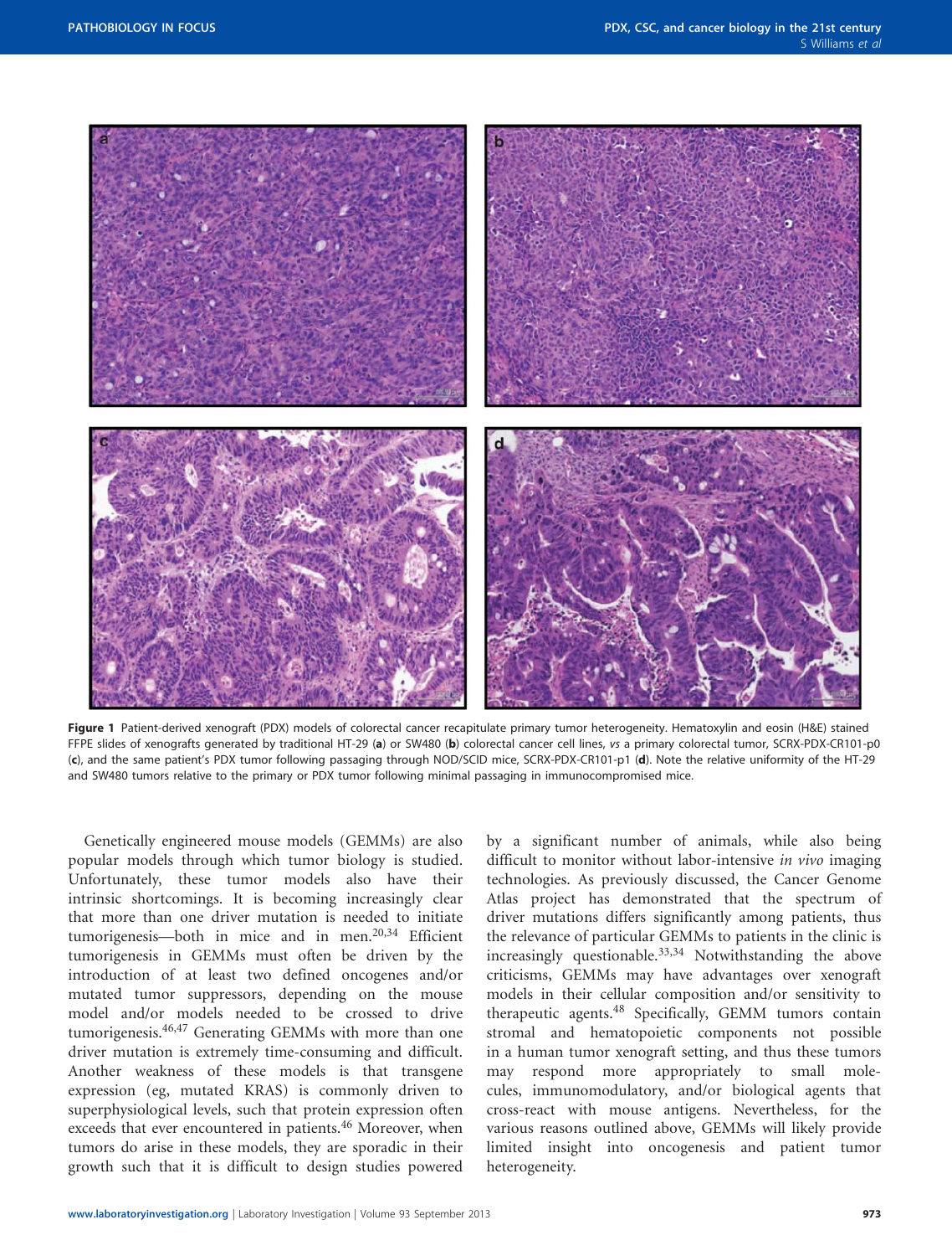Figure 1 Patient-derived xenograft (PDX) models of colorectal cancer recapitulate primary tumor heterogeneity. Hematoxylin and eosin (H&E) stained FFPE slides of xenografts generated by traditional HT-29 (**a**) or SW480 (**b**) colorectal cancer cell lines, *vs* a primary colorectal tumor, SCRX-PDX-CR101-p0 (**c**), and the same patient's PDX tumor following passaging through NOD/SCID mice, SCRX-PDX-CR101-p1 (**d**). Note the relative uniformity of the HT-29 and SW480 tumors relative to the primary or PDX tumor following minimal passaging in immunocompromised mice.

Genetically engineered mouse models (GEMMs) are also popular models through which tumor biology is studied. Unfortunately, these tumor models also have their intrinsic shortcomings. It is becoming increasingly clear that more than one driver mutation is needed to initiate tumorigenesis—both in mice and in men.[20,34] Efficient tumorigenesis in GEMMs must often be driven by the introduction of at least two defined oncogenes and/or mutated tumor suppressors, depending on the mouse model and/or models needed to be crossed to drive tumorigenesis.[46,47] Generating GEMMs with more than one driver mutation is extremely time-consuming and difficult. Another weakness of these models is that transgene expression (eg, mutated KRAS) is commonly driven to superphysiological levels, such that protein expression often exceeds that ever encountered in patients.[46] Moreover, when tumors do arise in these models, they are sporadic in their growth such that it is difficult to design studies powered by a significant number of animals, while also being difficult to monitor without labor-intensive *in vivo* imaging technologies. As previously discussed, the Cancer Genome Atlas project has demonstrated that the spectrum of driver mutations differs significantly among patients, thus the relevance of particular GEMMs to patients in the clinic is increasingly questionable.[33,34] Notwithstanding the above criticisms, GEMMs may have advantages over xenograft models in their cellular composition and/or sensitivity to therapeutic agents.[48] Specifically, GEMM tumors contain stromal and hematopoietic components not possible in a human tumor xenograft setting, and thus these tumors may respond more appropriately to small molecules, immunomodulatory, and/or biological agents that cross-react with mouse antigens. Nevertheless, for the various reasons outlined above, GEMMs will likely provide limited insight into oncogenesis and patient tumor heterogeneity.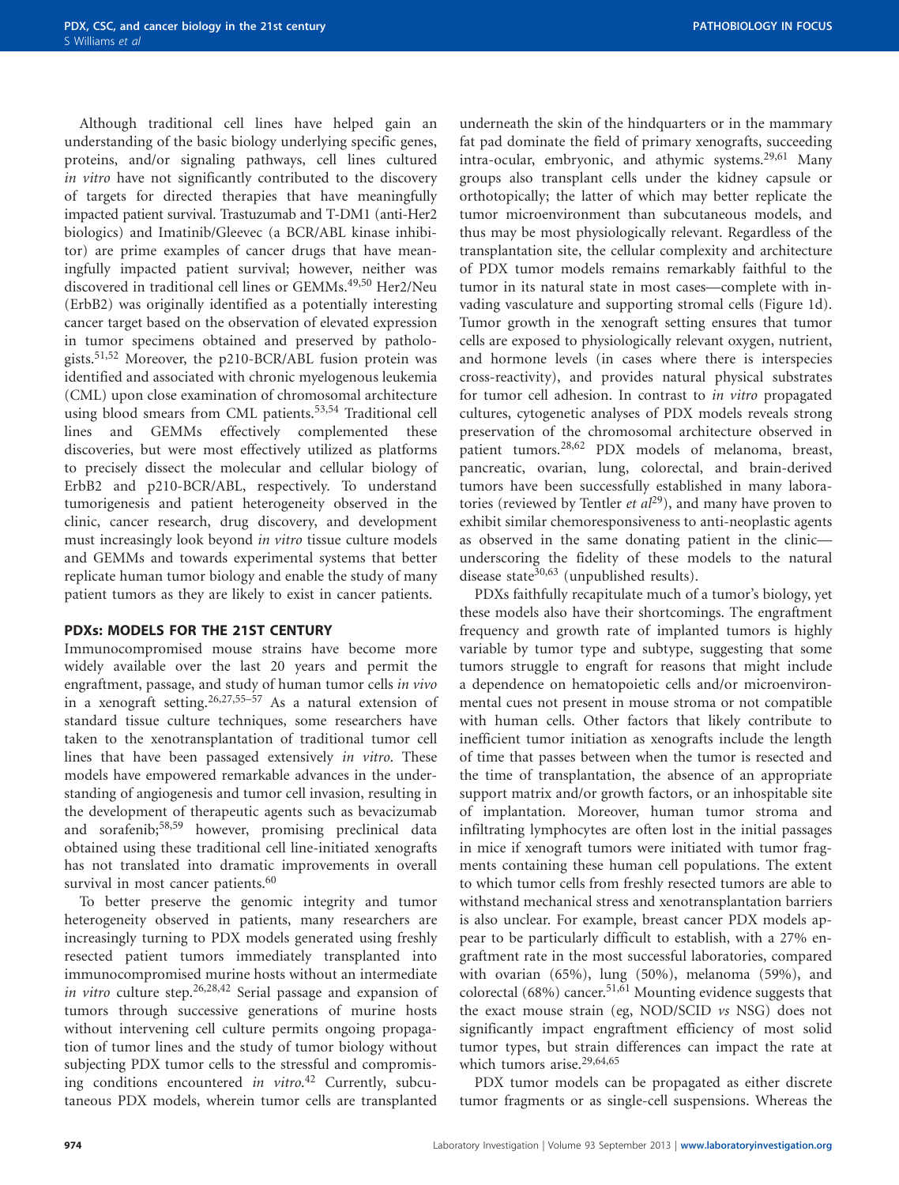Although traditional cell lines have helped gain an understanding of the basic biology underlying specific genes, proteins, and/or signaling pathways, cell lines cultured *in vitro* have not significantly contributed to the discovery of targets for directed therapies that have meaningfully impacted patient survival. Trastuzumab and T-DM1 (anti-Her2 biologics) and Imatinib/Gleevec (a BCR/ABL kinase inhibitor) are prime examples of cancer drugs that have meaningfully impacted patient survival; however, neither was discovered in traditional cell lines or GEMMs.[49,50] Her2/Neu (ErbB2) was originally identified as a potentially interesting cancer target based on the observation of elevated expression in tumor specimens obtained and preserved by pathologists.[51,52] Moreover, the p210-BCR/ABL fusion protein was identified and associated with chronic myelogenous leukemia (CML) upon close examination of chromosomal architecture using blood smears from CML patients.[53,54] Traditional cell lines and GEMMs effectively complemented these discoveries, but were most effectively utilized as platforms to precisely dissect the molecular and cellular biology of ErbB2 and p210-BCR/ABL, respectively. To understand tumorigenesis and patient heterogeneity observed in the clinic, cancer research, drug discovery, and development must increasingly look beyond *in vitro* tissue culture models and GEMMs and towards experimental systems that better replicate human tumor biology and enable the study of many patient tumors as they are likely to exist in cancer patients.

## PDXs: MODELS FOR THE 21ST CENTURY

Immunocompromised mouse strains have become more widely available over the last 20 years and permit the engraftment, passage, and study of human tumor cells *in vivo* in a xenograft setting.[26,27,55–57] As a natural extension of standard tissue culture techniques, some researchers have taken to the xenotransplantation of traditional tumor cell lines that have been passaged extensively *in vitro*. These models have empowered remarkable advances in the understanding of angiogenesis and tumor cell invasion, resulting in the development of therapeutic agents such as bevacizumab and sorafenib;[58,59] however, promising preclinical data obtained using these traditional cell line-initiated xenografts has not translated into dramatic improvements in overall survival in most cancer patients.[60]

To better preserve the genomic integrity and tumor heterogeneity observed in patients, many researchers are increasingly turning to PDX models generated using freshly resected patient tumors immediately transplanted into immunocompromised murine hosts without an intermediate *in vitro* culture step.[26,28,42] Serial passage and expansion of tumors through successive generations of murine hosts without intervening cell culture permits ongoing propagation of tumor lines and the study of tumor biology without subjecting PDX tumor cells to the stressful and compromising conditions encountered *in vitro*.[42] Currently, subcutaneous PDX models, wherein tumor cells are transplanted underneath the skin of the hindquarters or in the mammary fat pad dominate the field of primary xenografts, succeeding intra-ocular, embryonic, and athymic systems.[29,61] Many groups also transplant cells under the kidney capsule or orthotopically; the latter of which may better replicate the tumor microenvironment than subcutaneous models, and thus may be most physiologically relevant. Regardless of the transplantation site, the cellular complexity and architecture of PDX tumor models remains remarkably faithful to the tumor in its natural state in most cases—complete with invading vasculature and supporting stromal cells (Figure 1d). Tumor growth in the xenograft setting ensures that tumor cells are exposed to physiologically relevant oxygen, nutrient, and hormone levels (in cases where there is interspecies cross-reactivity), and provides natural physical substrates for tumor cell adhesion. In contrast to *in vitro* propagated cultures, cytogenetic analyses of PDX models reveals strong preservation of the chromosomal architecture observed in patient tumors.[28,62] PDX models of melanoma, breast, pancreatic, ovarian, lung, colorectal, and brain-derived tumors have been successfully established in many laboratories (reviewed by Tentler *et al*[29]), and many have proven to exhibit similar chemoresponsiveness to anti-neoplastic agents as observed in the same donating patient in the clinic—underscoring the fidelity of these models to the natural disease state[30,63] (unpublished results).

PDXs faithfully recapitulate much of a tumor's biology, yet these models also have their shortcomings. The engraftment frequency and growth rate of implanted tumors is highly variable by tumor type and subtype, suggesting that some tumors struggle to engraft for reasons that might include a dependence on hematopoietic cells and/or microenvironmental cues not present in mouse stroma or not compatible with human cells. Other factors that likely contribute to inefficient tumor initiation as xenografts include the length of time that passes between when the tumor is resected and the time of transplantation, the absence of an appropriate support matrix and/or growth factors, or an inhospitable site of implantation. Moreover, human tumor stroma and infiltrating lymphocytes are often lost in the initial passages in mice if xenograft tumors were initiated with tumor fragments containing these human cell populations. The extent to which tumor cells from freshly resected tumors are able to withstand mechanical stress and xenotransplantation barriers is also unclear. For example, breast cancer PDX models appear to be particularly difficult to establish, with a 27% engraftment rate in the most successful laboratories, compared with ovarian (65%), lung (50%), melanoma (59%), and colorectal (68%) cancer.[51,61] Mounting evidence suggests that the exact mouse strain (eg, NOD/SCID *vs* NSG) does not significantly impact engraftment efficiency of most solid tumor types, but strain differences can impact the rate at which tumors arise.[29,64,65]

PDX tumor models can be propagated as either discrete tumor fragments or as single-cell suspensions. Whereas the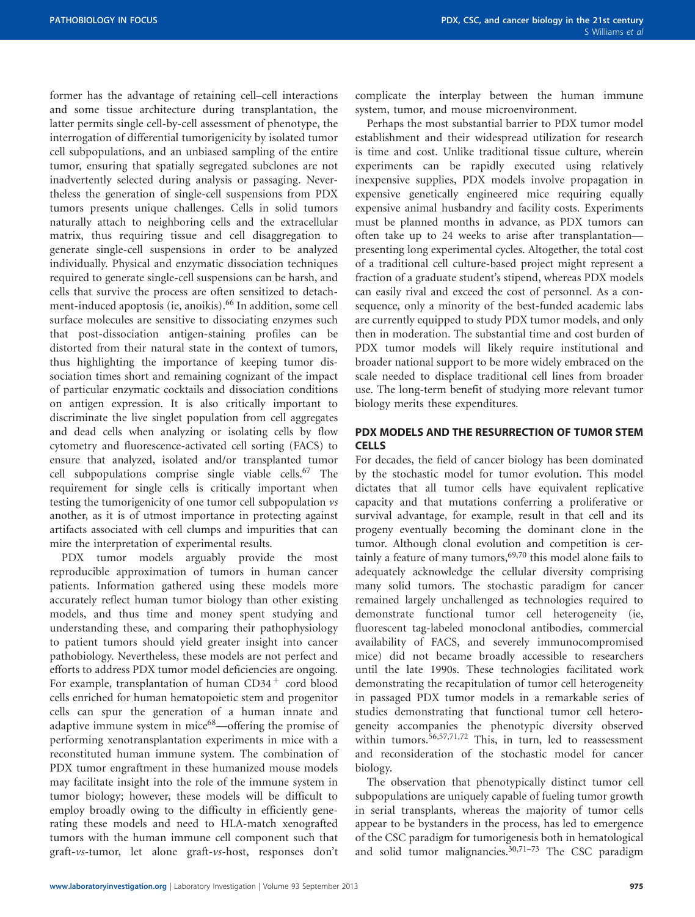former has the advantage of retaining cell–cell interactions and some tissue architecture during transplantation, the latter permits single cell-by-cell assessment of phenotype, the interrogation of differential tumorigenicity by isolated tumor cell subpopulations, and an unbiased sampling of the entire tumor, ensuring that spatially segregated subclones are not inadvertently selected during analysis or passaging. Nevertheless the generation of single-cell suspensions from PDX tumors presents unique challenges. Cells in solid tumors naturally attach to neighboring cells and the extracellular matrix, thus requiring tissue and cell disaggregation to generate single-cell suspensions in order to be analyzed individually. Physical and enzymatic dissociation techniques required to generate single-cell suspensions can be harsh, and cells that survive the process are often sensitized to detachment-induced apoptosis (ie, anoikis).[66] In addition, some cell surface molecules are sensitive to dissociating enzymes such that post-dissociation antigen-staining profiles can be distorted from their natural state in the context of tumors, thus highlighting the importance of keeping tumor dissociation times short and remaining cognizant of the impact of particular enzymatic cocktails and dissociation conditions on antigen expression. It is also critically important to discriminate the live singlet population from cell aggregates and dead cells when analyzing or isolating cells by flow cytometry and fluorescence-activated cell sorting (FACS) to ensure that analyzed, isolated and/or transplanted tumor cell subpopulations comprise single viable cells.[67] The requirement for single cells is critically important when testing the tumorigenicity of one tumor cell subpopulation *vs* another, as it is of utmost importance in protecting against artifacts associated with cell clumps and impurities that can mire the interpretation of experimental results.

PDX tumor models arguably provide the most reproducible approximation of tumors in human cancer patients. Information gathered using these models more accurately reflect human tumor biology than other existing models, and thus time and money spent studying and understanding these, and comparing their pathophysiology to patient tumors should yield greater insight into cancer pathobiology. Nevertheless, these models are not perfect and efforts to address PDX tumor model deficiencies are ongoing. For example, transplantation of human CD34$^{+}$ cord blood cells enriched for human hematopoietic stem and progenitor cells can spur the generation of a human innate and adaptive immune system in mice[68]—offering the promise of performing xenotransplantation experiments in mice with a reconstituted human immune system. The combination of PDX tumor engraftment in these humanized mouse models may facilitate insight into the role of the immune system in tumor biology; however, these models will be difficult to employ broadly owing to the difficulty in efficiently generating these models and need to HLA-match xenografted tumors with the human immune cell component such that graft-*vs*-tumor, let alone graft-*vs*-host, responses don't complicate the interplay between the human immune system, tumor, and mouse microenvironment.

Perhaps the most substantial barrier to PDX tumor model establishment and their widespread utilization for research is time and cost. Unlike traditional tissue culture, wherein experiments can be rapidly executed using relatively inexpensive supplies, PDX models involve propagation in expensive genetically engineered mice requiring equally expensive animal husbandry and facility costs. Experiments must be planned months in advance, as PDX tumors can often take up to 24 weeks to arise after transplantation—presenting long experimental cycles. Altogether, the total cost of a traditional cell culture-based project might represent a fraction of a graduate student's stipend, whereas PDX models can easily rival and exceed the cost of personnel. As a consequence, only a minority of the best-funded academic labs are currently equipped to study PDX tumor models, and only then in moderation. The substantial time and cost burden of PDX tumor models will likely require institutional and broader national support to be more widely embraced on the scale needed to displace traditional cell lines from broader use. The long-term benefit of studying more relevant tumor biology merits these expenditures.

## PDX MODELS AND THE RESURRECTION OF TUMOR STEM CELLS

For decades, the field of cancer biology has been dominated by the stochastic model for tumor evolution. This model dictates that all tumor cells have equivalent replicative capacity and that mutations conferring a proliferative or survival advantage, for example, result in that cell and its progeny eventually becoming the dominant clone in the tumor. Although clonal evolution and competition is certainly a feature of many tumors,[69,70] this model alone fails to adequately acknowledge the cellular diversity comprising many solid tumors. The stochastic paradigm for cancer remained largely unchallenged as technologies required to demonstrate functional tumor cell heterogeneity (ie, fluorescent tag-labeled monoclonal antibodies, commercial availability of FACS, and severely immunocompromised mice) did not became broadly accessible to researchers until the late 1990s. These technologies facilitated work demonstrating the recapitulation of tumor cell heterogeneity in passaged PDX tumor models in a remarkable series of studies demonstrating that functional tumor cell heterogeneity accompanies the phenotypic diversity observed within tumors.[56,57,71,72] This, in turn, led to reassessment and reconsideration of the stochastic model for cancer biology.

The observation that phenotypically distinct tumor cell subpopulations are uniquely capable of fueling tumor growth in serial transplants, whereas the majority of tumor cells appear to be bystanders in the process, has led to emergence of the CSC paradigm for tumorigenesis both in hematological and solid tumor malignancies.[30,71–73] The CSC paradigm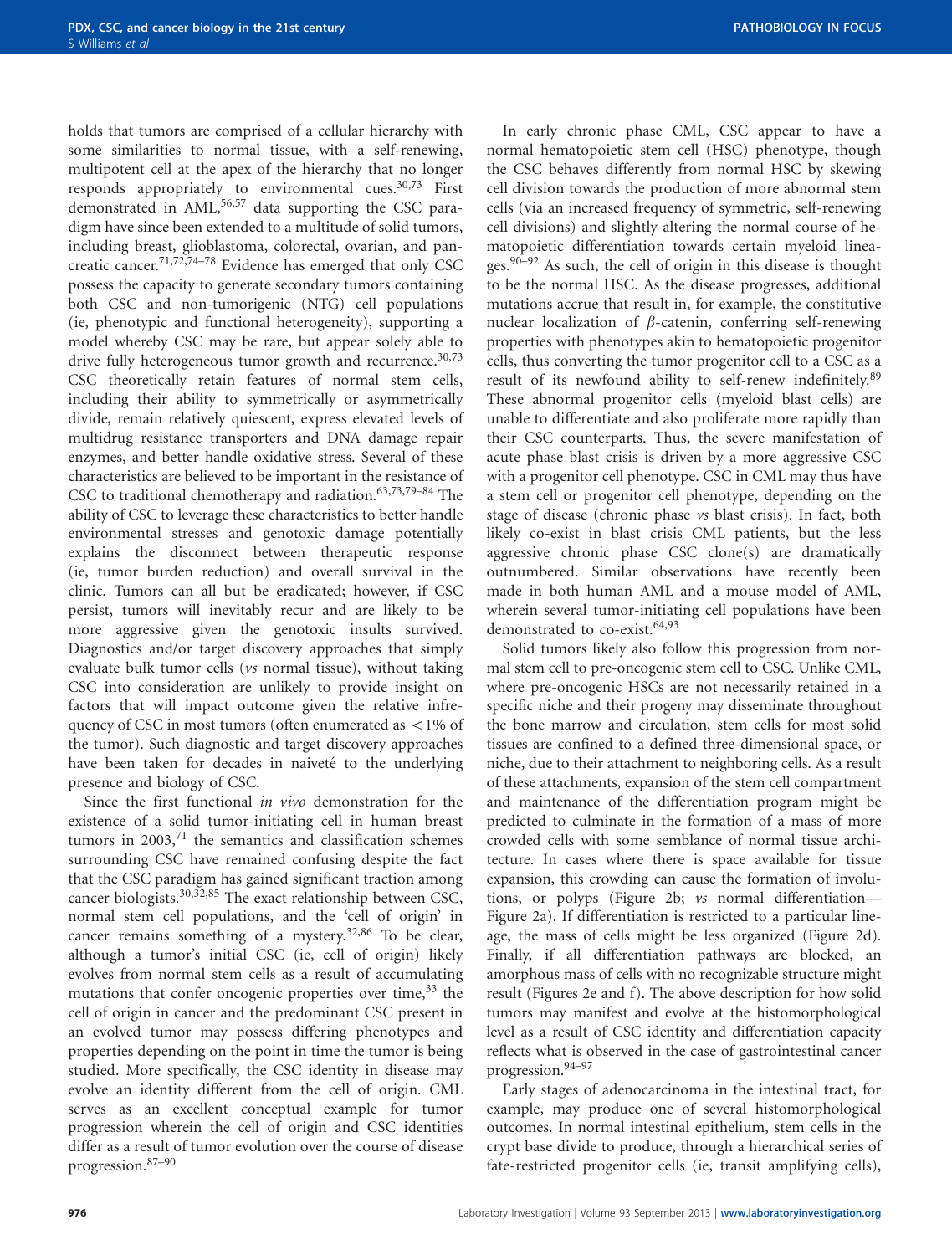holds that tumors are comprised of a cellular hierarchy with some similarities to normal tissue, with a self-renewing, multipotent cell at the apex of the hierarchy that no longer responds appropriately to environmental cues.[30,73] First demonstrated in AML,[56,57] data supporting the CSC paradigm have since been extended to a multitude of solid tumors, including breast, glioblastoma, colorectal, ovarian, and pancreatic cancer.[71,72,74–78] Evidence has emerged that only CSC possess the capacity to generate secondary tumors containing both CSC and non-tumorigenic (NTG) cell populations (ie, phenotypic and functional heterogeneity), supporting a model whereby CSC may be rare, but appear solely able to drive fully heterogeneous tumor growth and recurrence.[30,73] CSC theoretically retain features of normal stem cells, including their ability to symmetrically or asymmetrically divide, remain relatively quiescent, express elevated levels of multidrug resistance transporters and DNA damage repair enzymes, and better handle oxidative stress. Several of these characteristics are believed to be important in the resistance of CSC to traditional chemotherapy and radiation.[63,73,79–84] The ability of CSC to leverage these characteristics to better handle environmental stresses and genotoxic damage potentially explains the disconnect between therapeutic response (ie, tumor burden reduction) and overall survival in the clinic. Tumors can all but be eradicated; however, if CSC persist, tumors will inevitably recur and are likely to be more aggressive given the genotoxic insults survived. Diagnostics and/or target discovery approaches that simply evaluate bulk tumor cells (*vs* normal tissue), without taking CSC into consideration are unlikely to provide insight on factors that will impact outcome given the relative infrequency of CSC in most tumors (often enumerated as <1% of the tumor). Such diagnostic and target discovery approaches have been taken for decades in naiveté to the underlying presence and biology of CSC.

Since the first functional *in vivo* demonstration for the existence of a solid tumor-initiating cell in human breast tumors in 2003,[71] the semantics and classification schemes surrounding CSC have remained confusing despite the fact that the CSC paradigm has gained significant traction among cancer biologists.[30,32,85] The exact relationship between CSC, normal stem cell populations, and the 'cell of origin' in cancer remains something of a mystery.[32,86] To be clear, although a tumor's initial CSC (ie, cell of origin) likely evolves from normal stem cells as a result of accumulating mutations that confer oncogenic properties over time,[33] the cell of origin in cancer and the predominant CSC present in an evolved tumor may possess differing phenotypes and properties depending on the point in time the tumor is being studied. More specifically, the CSC identity in disease may evolve an identity different from the cell of origin. CML serves as an excellent conceptual example for tumor progression wherein the cell of origin and CSC identities differ as a result of tumor evolution over the course of disease progression.[87–90]

In early chronic phase CML, CSC appear to have a normal hematopoietic stem cell (HSC) phenotype, though the CSC behaves differently from normal HSC by skewing cell division towards the production of more abnormal stem cells (via an increased frequency of symmetric, self-renewing cell divisions) and slightly altering the normal course of hematopoietic differentiation towards certain myeloid lineages.[90–92] As such, the cell of origin in this disease is thought to be the normal HSC. As the disease progresses, additional mutations accrue that result in, for example, the constitutive nuclear localization of $\beta$-catenin, conferring self-renewing properties with phenotypes akin to hematopoietic progenitor cells, thus converting the tumor progenitor cell to a CSC as a result of its newfound ability to self-renew indefinitely.[89] These abnormal progenitor cells (myeloid blast cells) are unable to differentiate and also proliferate more rapidly than their CSC counterparts. Thus, the severe manifestation of acute phase blast crisis is driven by a more aggressive CSC with a progenitor cell phenotype. CSC in CML may thus have a stem cell or progenitor cell phenotype, depending on the stage of disease (chronic phase *vs* blast crisis). In fact, both likely co-exist in blast crisis CML patients, but the less aggressive chronic phase CSC clone(s) are dramatically outnumbered. Similar observations have recently been made in both human AML and a mouse model of AML, wherein several tumor-initiating cell populations have been demonstrated to co-exist.[64,93]

Solid tumors likely also follow this progression from normal stem cell to pre-oncogenic stem cell to CSC. Unlike CML, where pre-oncogenic HSCs are not necessarily retained in a specific niche and their progeny may disseminate throughout the bone marrow and circulation, stem cells for most solid tissues are confined to a defined three-dimensional space, or niche, due to their attachment to neighboring cells. As a result of these attachments, expansion of the stem cell compartment and maintenance of the differentiation program might be predicted to culminate in the formation of a mass of more crowded cells with some semblance of normal tissue architecture. In cases where there is space available for tissue expansion, this crowding can cause the formation of involutions, or polyps (Figure 2b; *vs* normal differentiation—Figure 2a). If differentiation is restricted to a particular lineage, the mass of cells might be less organized (Figure 2d). Finally, if all differentiation pathways are blocked, an amorphous mass of cells with no recognizable structure might result (Figures 2e and f). The above description for how solid tumors may manifest and evolve at the histomorphological level as a result of CSC identity and differentiation capacity reflects what is observed in the case of gastrointestinal cancer progression.[94–97]

Early stages of adenocarcinoma in the intestinal tract, for example, may produce one of several histomorphological outcomes. In normal intestinal epithelium, stem cells in the crypt base divide to produce, through a hierarchical series of fate-restricted progenitor cells (ie, transit amplifying cells),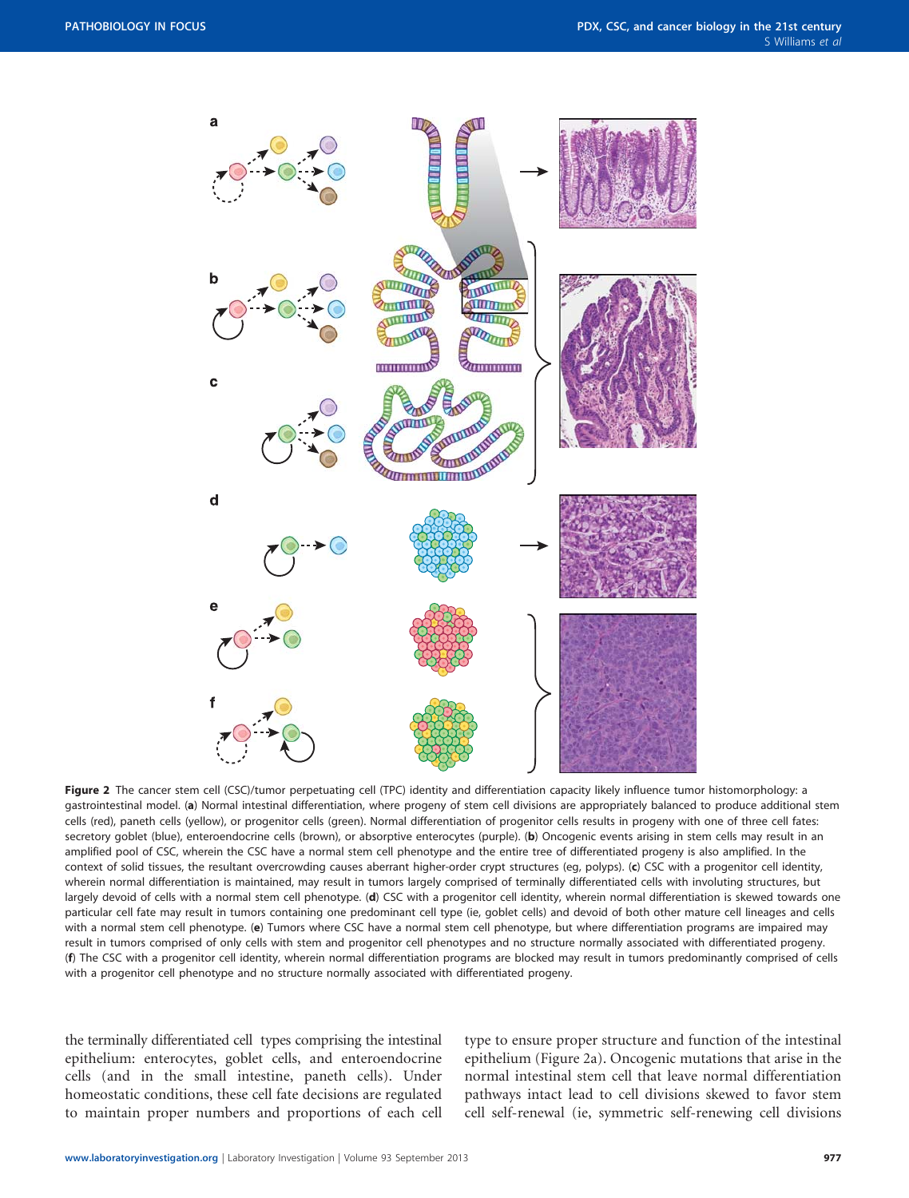**Figure 2** The cancer stem cell (CSC)/tumor perpetuating cell (TPC) identity and differentiation capacity likely influence tumor histomorphology: a gastrointestinal model. (**a**) Normal intestinal differentiation, where progeny of stem cell divisions are appropriately balanced to produce additional stem cells (red), paneth cells (yellow), or progenitor cells (green). Normal differentiation of progenitor cells results in progeny with one of three cell fates: secretory goblet (blue), enteroendocrine cells (brown), or absorptive enterocytes (purple). (**b**) Oncogenic events arising in stem cells may result in an amplified pool of CSC, wherein the CSC have a normal stem cell phenotype and the entire tree of differentiated progeny is also amplified. In the context of solid tissues, the resultant overcrowding causes aberrant higher-order crypt structures (eg, polyps). (**c**) CSC with a progenitor cell identity, wherein normal differentiation is maintained, may result in tumors largely comprised of terminally differentiated cells with involuting structures, but largely devoid of cells with a normal stem cell phenotype. (**d**) CSC with a progenitor cell identity, wherein normal differentiation is skewed towards one particular cell fate may result in tumors containing one predominant cell type (ie, goblet cells) and devoid of both other mature cell lineages and cells with a normal stem cell phenotype. (**e**) Tumors where CSC have a normal stem cell phenotype, but where differentiation programs are impaired may result in tumors comprised of only cells with stem and progenitor cell phenotypes and no structure normally associated with differentiated progeny. (**f**) The CSC with a progenitor cell identity, wherein normal differentiation programs are blocked may result in tumors predominantly comprised of cells with a progenitor cell phenotype and no structure normally associated with differentiated progeny.

the terminally differentiated cell types comprising the intestinal epithelium: enterocytes, goblet cells, and enteroendocrine cells (and in the small intestine, paneth cells). Under homeostatic conditions, these cell fate decisions are regulated to maintain proper numbers and proportions of each cell type to ensure proper structure and function of the intestinal epithelium (Figure 2a). Oncogenic mutations that arise in the normal intestinal stem cell that leave normal differentiation pathways intact lead to cell divisions skewed to favor stem cell self-renewal (ie, symmetric self-renewing cell divisions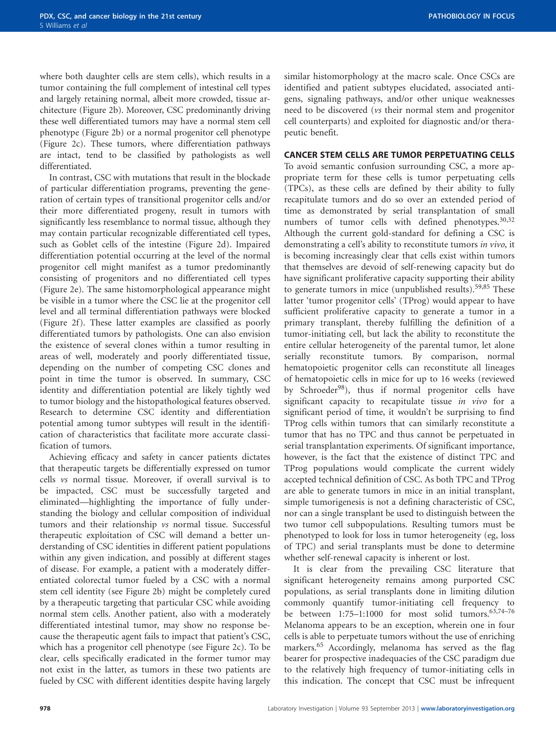where both daughter cells are stem cells), which results in a tumor containing the full complement of intestinal cell types and largely retaining normal, albeit more crowded, tissue architecture (Figure 2b). Moreover, CSC predominantly driving these well differentiated tumors may have a normal stem cell phenotype (Figure 2b) or a normal progenitor cell phenotype (Figure 2c). These tumors, where differentiation pathways are intact, tend to be classified by pathologists as well differentiated.

In contrast, CSC with mutations that result in the blockade of particular differentiation programs, preventing the generation of certain types of transitional progenitor cells and/or their more differentiated progeny, result in tumors with significantly less resemblance to normal tissue, although they may contain particular recognizable differentiated cell types, such as Goblet cells of the intestine (Figure 2d). Impaired differentiation potential occurring at the level of the normal progenitor cell might manifest as a tumor predominantly consisting of progenitors and no differentiated cell types (Figure 2e). The same histomorphological appearance might be visible in a tumor where the CSC lie at the progenitor cell level and all terminal differentiation pathways were blocked (Figure 2f). These latter examples are classified as poorly differentiated tumors by pathologists. One can also envision the existence of several clones within a tumor resulting in areas of well, moderately and poorly differentiated tissue, depending on the number of competing CSC clones and point in time the tumor is observed. In summary, CSC identity and differentiation potential are likely tightly wed to tumor biology and the histopathological features observed. Research to determine CSC identity and differentiation potential among tumor subtypes will result in the identification of characteristics that facilitate more accurate classification of tumors.

Achieving efficacy and safety in cancer patients dictates that therapeutic targets be differentially expressed on tumor cells *vs* normal tissue. Moreover, if overall survival is to be impacted, CSC must be successfully targeted and eliminated—highlighting the importance of fully understanding the biology and cellular composition of individual tumors and their relationship *vs* normal tissue. Successful therapeutic exploitation of CSC will demand a better understanding of CSC identities in different patient populations within any given indication, and possibly at different stages of disease. For example, a patient with a moderately differentiated colorectal tumor fueled by a CSC with a normal stem cell identity (see Figure 2b) might be completely cured by a therapeutic targeting that particular CSC while avoiding normal stem cells. Another patient, also with a moderately differentiated intestinal tumor, may show no response because the therapeutic agent fails to impact that patient's CSC, which has a progenitor cell phenotype (see Figure 2c). To be clear, cells specifically eradicated in the former tumor may not exist in the latter, as tumors in these two patients are fueled by CSC with different identities despite having largely similar histomorphology at the macro scale. Once CSCs are identified and patient subtypes elucidated, associated antigens, signaling pathways, and/or other unique weaknesses need to be discovered (*vs* their normal stem and progenitor cell counterparts) and exploited for diagnostic and/or therapeutic benefit.

## CANCER STEM CELLS ARE TUMOR PERPETUATING CELLS

To avoid semantic confusion surrounding CSC, a more appropriate term for these cells is tumor perpetuating cells (TPCs), as these cells are defined by their ability to fully recapitulate tumors and do so over an extended period of time as demonstrated by serial transplantation of small numbers of tumor cells with defined phenotypes.[30,32] Although the current gold-standard for defining a CSC is demonstrating a cell's ability to reconstitute tumors *in vivo*, it is becoming increasingly clear that cells exist within tumors that themselves are devoid of self-renewing capacity but do have significant proliferative capacity supporting their ability to generate tumors in mice (unpublished results).[59,85] These latter 'tumor progenitor cells' (TProg) would appear to have sufficient proliferative capacity to generate a tumor in a primary transplant, thereby fulfilling the definition of a tumor-initiating cell, but lack the ability to reconstitute the entire cellular heterogeneity of the parental tumor, let alone serially reconstitute tumors. By comparison, normal hematopoietic progenitor cells can reconstitute all lineages of hematopoietic cells in mice for up to 16 weeks (reviewed by Schroeder[98]), thus if normal progenitor cells have significant capacity to recapitulate tissue *in vivo* for a significant period of time, it wouldn't be surprising to find TProg cells within tumors that can similarly reconstitute a tumor that has no TPC and thus cannot be perpetuated in serial transplantation experiments. Of significant importance, however, is the fact that the existence of distinct TPC and TProg populations would complicate the current widely accepted technical definition of CSC. As both TPC and TProg are able to generate tumors in mice in an initial transplant, simple tumorigenesis is not a defining characteristic of CSC, nor can a single transplant be used to distinguish between the two tumor cell subpopulations. Resulting tumors must be phenotyped to look for loss in tumor heterogeneity (eg, loss of TPC) and serial transplants must be done to determine whether self-renewal capacity is inherent or lost.

It is clear from the prevailing CSC literature that significant heterogeneity remains among purported CSC populations, as serial transplants done in limiting dilution commonly quantify tumor-initiating cell frequency to be between 1:75–1:1000 for most solid tumors.[63,74–76] Melanoma appears to be an exception, wherein one in four cells is able to perpetuate tumors without the use of enriching markers.[65] Accordingly, melanoma has served as the flag bearer for prospective inadequacies of the CSC paradigm due to the relatively high frequency of tumor-initiating cells in this indication. The concept that CSC must be infrequent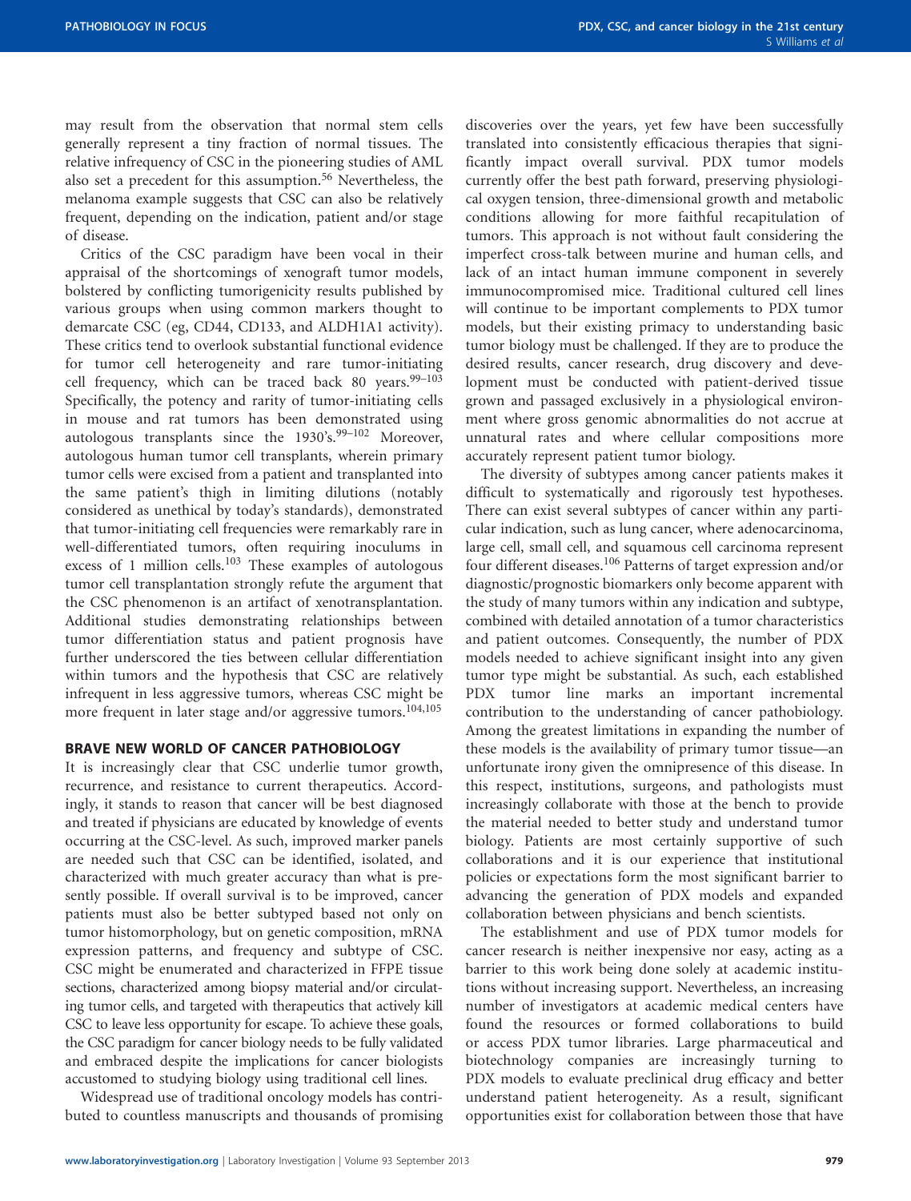may result from the observation that normal stem cells generally represent a tiny fraction of normal tissues. The relative infrequency of CSC in the pioneering studies of AML also set a precedent for this assumption.[56] Nevertheless, the melanoma example suggests that CSC can also be relatively frequent, depending on the indication, patient and/or stage of disease.

Critics of the CSC paradigm have been vocal in their appraisal of the shortcomings of xenograft tumor models, bolstered by conflicting tumorigenicity results published by various groups when using common markers thought to demarcate CSC (eg, CD44, CD133, and ALDH1A1 activity). These critics tend to overlook substantial functional evidence for tumor cell heterogeneity and rare tumor-initiating cell frequency, which can be traced back 80 years.[99–103] Specifically, the potency and rarity of tumor-initiating cells in mouse and rat tumors has been demonstrated using autologous transplants since the 1930's.[99–102] Moreover, autologous human tumor cell transplants, wherein primary tumor cells were excised from a patient and transplanted into the same patient's thigh in limiting dilutions (notably considered as unethical by today's standards), demonstrated that tumor-initiating cell frequencies were remarkably rare in well-differentiated tumors, often requiring inoculums in excess of 1 million cells.[103] These examples of autologous tumor cell transplantation strongly refute the argument that the CSC phenomenon is an artifact of xenotransplantation. Additional studies demonstrating relationships between tumor differentiation status and patient prognosis have further underscored the ties between cellular differentiation within tumors and the hypothesis that CSC are relatively infrequent in less aggressive tumors, whereas CSC might be more frequent in later stage and/or aggressive tumors.[104,105]

## BRAVE NEW WORLD OF CANCER PATHOBIOLOGY

It is increasingly clear that CSC underlie tumor growth, recurrence, and resistance to current therapeutics. Accordingly, it stands to reason that cancer will be best diagnosed and treated if physicians are educated by knowledge of events occurring at the CSC-level. As such, improved marker panels are needed such that CSC can be identified, isolated, and characterized with much greater accuracy than what is presently possible. If overall survival is to be improved, cancer patients must also be better subtyped based not only on tumor histomorphology, but on genetic composition, mRNA expression patterns, and frequency and subtype of CSC. CSC might be enumerated and characterized in FFPE tissue sections, characterized among biopsy material and/or circulating tumor cells, and targeted with therapeutics that actively kill CSC to leave less opportunity for escape. To achieve these goals, the CSC paradigm for cancer biology needs to be fully validated and embraced despite the implications for cancer biologists accustomed to studying biology using traditional cell lines.

Widespread use of traditional oncology models has contributed to countless manuscripts and thousands of promising discoveries over the years, yet few have been successfully translated into consistently efficacious therapies that significantly impact overall survival. PDX tumor models currently offer the best path forward, preserving physiological oxygen tension, three-dimensional growth and metabolic conditions allowing for more faithful recapitulation of tumors. This approach is not without fault considering the imperfect cross-talk between murine and human cells, and lack of an intact human immune component in severely immunocompromised mice. Traditional cultured cell lines will continue to be important complements to PDX tumor models, but their existing primacy to understanding basic tumor biology must be challenged. If they are to produce the desired results, cancer research, drug discovery and development must be conducted with patient-derived tissue grown and passaged exclusively in a physiological environment where gross genomic abnormalities do not accrue at unnatural rates and where cellular compositions more accurately represent patient tumor biology.

The diversity of subtypes among cancer patients makes it difficult to systematically and rigorously test hypotheses. There can exist several subtypes of cancer within any particular indication, such as lung cancer, where adenocarcinoma, large cell, small cell, and squamous cell carcinoma represent four different diseases.[106] Patterns of target expression and/or diagnostic/prognostic biomarkers only become apparent with the study of many tumors within any indication and subtype, combined with detailed annotation of a tumor characteristics and patient outcomes. Consequently, the number of PDX models needed to achieve significant insight into any given tumor type might be substantial. As such, each established PDX tumor line marks an important incremental contribution to the understanding of cancer pathobiology. Among the greatest limitations in expanding the number of these models is the availability of primary tumor tissue—an unfortunate irony given the omnipresence of this disease. In this respect, institutions, surgeons, and pathologists must increasingly collaborate with those at the bench to provide the material needed to better study and understand tumor biology. Patients are most certainly supportive of such collaborations and it is our experience that institutional policies or expectations form the most significant barrier to advancing the generation of PDX models and expanded collaboration between physicians and bench scientists.

The establishment and use of PDX tumor models for cancer research is neither inexpensive nor easy, acting as a barrier to this work being done solely at academic institutions without increasing support. Nevertheless, an increasing number of investigators at academic medical centers have found the resources or formed collaborations to build or access PDX tumor libraries. Large pharmaceutical and biotechnology companies are increasingly turning to PDX models to evaluate preclinical drug efficacy and better understand patient heterogeneity. As a result, significant opportunities exist for collaboration between those that have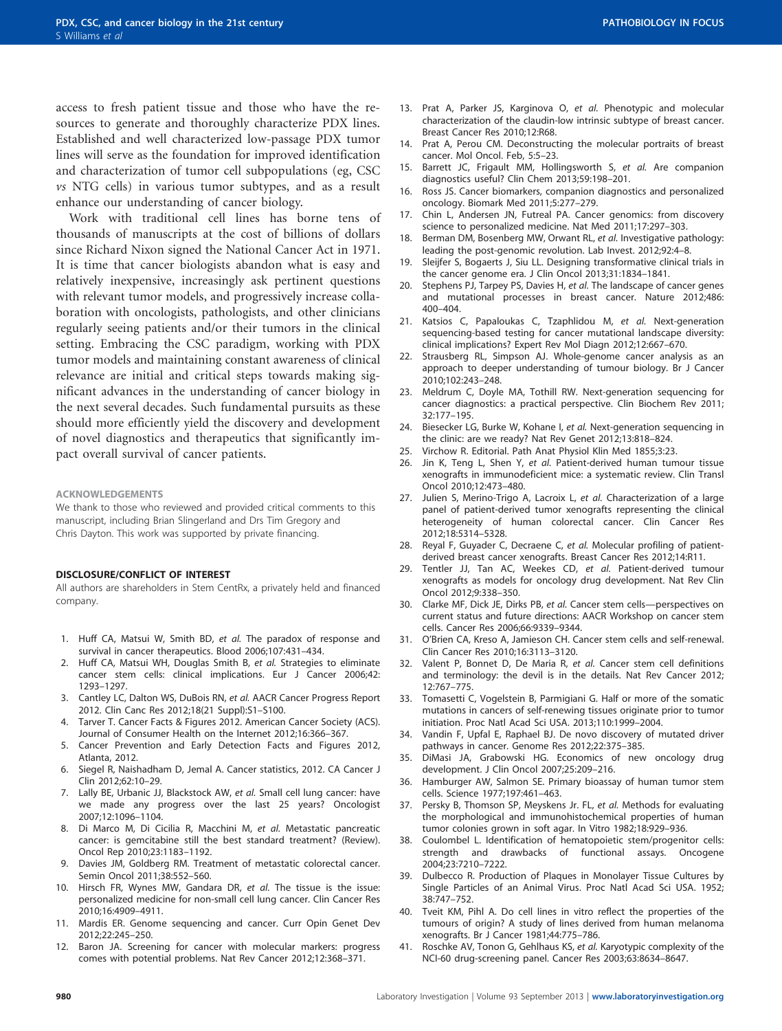access to fresh patient tissue and those who have the resources to generate and thoroughly characterize PDX lines. Established and well characterized low-passage PDX tumor lines will serve as the foundation for improved identification and characterization of tumor cell subpopulations (eg, CSC *vs* NTG cells) in various tumor subtypes, and as a result enhance our understanding of cancer biology.

Work with traditional cell lines has borne tens of thousands of manuscripts at the cost of billions of dollars since Richard Nixon signed the National Cancer Act in 1971. It is time that cancer biologists abandon what is easy and relatively inexpensive, increasingly ask pertinent questions with relevant tumor models, and progressively increase collaboration with oncologists, pathologists, and other clinicians regularly seeing patients and/or their tumors in the clinical setting. Embracing the CSC paradigm, working with PDX tumor models and maintaining constant awareness of clinical relevance are initial and critical steps towards making significant advances in the understanding of cancer biology in the next several decades. Such fundamental pursuits as these should more efficiently yield the discovery and development of novel diagnostics and therapeutics that significantly impact overall survival of cancer patients.

#### ACKNOWLEDGEMENTS

We thank to those who reviewed and provided critical comments to this manuscript, including Brian Slingerland and Drs Tim Gregory and Chris Dayton. This work was supported by private financing.

#### DISCLOSURE/CONFLICT OF INTEREST

All authors are shareholders in Stem CentRx, a privately held and financed company.

1. Huff CA, Matsui W, Smith BD, *et al.* The paradox of response and survival in cancer therapeutics. Blood 2006;107:431–434.
2. Huff CA, Matsui WH, Douglas Smith B, *et al.* Strategies to eliminate cancer stem cells: clinical implications. Eur J Cancer 2006;42: 1293–1297.
3. Cantley LC, Dalton WS, DuBois RN, *et al.* AACR Cancer Progress Report 2012. Clin Canc Res 2012;18(21 Suppl):S1–S100.
4. Tarver T. Cancer Facts & Figures 2012. American Cancer Society (ACS). Journal of Consumer Health on the Internet 2012;16:366–367.
5. Cancer Prevention and Early Detection Facts and Figures 2012, Atlanta, 2012.
6. Siegel R, Naishadham D, Jemal A. Cancer statistics, 2012. CA Cancer J Clin 2012;62:10–29.
7. Lally BE, Urbanic JJ, Blackstock AW, *et al.* Small cell lung cancer: have we made any progress over the last 25 years? Oncologist 2007;12:1096–1104.
8. Di Marco M, Di Cicilia R, Macchini M, *et al.* Metastatic pancreatic cancer: is gemcitabine still the best standard treatment? (Review). Oncol Rep 2010;23:1183–1192.
9. Davies JM, Goldberg RM. Treatment of metastatic colorectal cancer. Semin Oncol 2011;38:552–560.
10. Hirsch FR, Wynes MW, Gandara DR, *et al.* The tissue is the issue: personalized medicine for non-small cell lung cancer. Clin Cancer Res 2010;16:4909–4911.
11. Mardis ER. Genome sequencing and cancer. Curr Opin Genet Dev 2012;22:245–250.
12. Baron JA. Screening for cancer with molecular markers: progress comes with potential problems. Nat Rev Cancer 2012;12:368–371.
13. Prat A, Parker JS, Karginova O, *et al.* Phenotypic and molecular characterization of the claudin-low intrinsic subtype of breast cancer. Breast Cancer Res 2010;12:R68.
14. Prat A, Perou CM. Deconstructing the molecular portraits of breast cancer. Mol Oncol. Feb, 5:5–23.
15. Barrett JC, Frigault MM, Hollingsworth S, *et al.* Are companion diagnostics useful? Clin Chem 2013;59:198–201.
16. Ross JS. Cancer biomarkers, companion diagnostics and personalized oncology. Biomark Med 2011;5:277–279.
17. Chin L, Andersen JN, Futreal PA. Cancer genomics: from discovery science to personalized medicine. Nat Med 2011;17:297–303.
18. Berman DM, Bosenberg MW, Orwant RL, *et al.* Investigative pathology: leading the post-genomic revolution. Lab Invest. 2012;92:4–8.
19. Sleijfer S, Bogaerts J, Siu LL. Designing transformative clinical trials in the cancer genome era. J Clin Oncol 2013;31:1834–1841.
20. Stephens PJ, Tarpey PS, Davies H, *et al.* The landscape of cancer genes and mutational processes in breast cancer. Nature 2012;486: 400–404.
21. Katsios C, Papaloukas C, Tzaphlidou M, *et al.* Next-generation sequencing-based testing for cancer mutational landscape diversity: clinical implications? Expert Rev Mol Diagn 2012;12:667–670.
22. Strausberg RL, Simpson AJ. Whole-genome cancer analysis as an approach to deeper understanding of tumour biology. Br J Cancer 2010;102:243–248.
23. Meldrum C, Doyle MA, Tothill RW. Next-generation sequencing for cancer diagnostics: a practical perspective. Clin Biochem Rev 2011; 32:177–195.
24. Biesecker LG, Burke W, Kohane I, *et al.* Next-generation sequencing in the clinic: are we ready? Nat Rev Genet 2012;13:818–824.
25. Virchow R. Editorial. Path Anat Physiol Klin Med 1855;3:23.
26. Jin K, Teng L, Shen Y, *et al.* Patient-derived human tumour tissue xenografts in immunodeficient mice: a systematic review. Clin Transl Oncol 2010;12:473–480.
27. Julien S, Merino-Trigo A, Lacroix L, *et al.* Characterization of a large panel of patient-derived tumor xenografts representing the clinical heterogeneity of human colorectal cancer. Clin Cancer Res 2012;18:5314–5328.
28. Reyal F, Guyader C, Decraene C, *et al.* Molecular profiling of patient-derived breast cancer xenografts. Breast Cancer Res 2012;14:R11.
29. Tentler JJ, Tan AC, Weekes CD, *et al.* Patient-derived tumour xenografts as models for oncology drug development. Nat Rev Clin Oncol 2012;9:338–350.
30. Clarke MF, Dick JE, Dirks PB, *et al.* Cancer stem cells—perspectives on current status and future directions: AACR Workshop on cancer stem cells. Cancer Res 2006;66:9339–9344.
31. O'Brien CA, Kreso A, Jamieson CH. Cancer stem cells and self-renewal. Clin Cancer Res 2010;16:3113–3120.
32. Valent P, Bonnet D, De Maria R, *et al.* Cancer stem cell definitions and terminology: the devil is in the details. Nat Rev Cancer 2012; 12:767–775.
33. Tomasetti C, Vogelstein B, Parmigiani G. Half or more of the somatic mutations in cancers of self-renewing tissues originate prior to tumor initiation. Proc Natl Acad Sci USA. 2013;110:1999–2004.
34. Vandin F, Upfal E, Raphael BJ. De novo discovery of mutated driver pathways in cancer. Genome Res 2012;22:375–385.
35. DiMasi JA, Grabowski HG. Economics of new oncology drug development. J Clin Oncol 2007;25:209–216.
36. Hamburger AW, Salmon SE. Primary bioassay of human tumor stem cells. Science 1977;197:461–463.
37. Persky B, Thomson SP, Meyskens Jr. FL, *et al.* Methods for evaluating the morphological and immunohistochemical properties of human tumor colonies grown in soft agar. In Vitro 1982;18:929–936.
38. Coulombel L. Identification of hematopoietic stem/progenitor cells: strength and drawbacks of functional assays. Oncogene 2004;23:7210–7222.
39. Dulbecco R. Production of Plaques in Monolayer Tissue Cultures by Single Particles of an Animal Virus. Proc Natl Acad Sci USA. 1952; 38:747–752.
40. Tveit KM, Pihl A. Do cell lines in vitro reflect the properties of the tumours of origin? A study of lines derived from human melanoma xenografts. Br J Cancer 1981;44:775–786.
41. Roschke AV, Tonon G, Gehlhaus KS, *et al.* Karyotypic complexity of the NCI-60 drug-screening panel. Cancer Res 2003;63:8634–8647.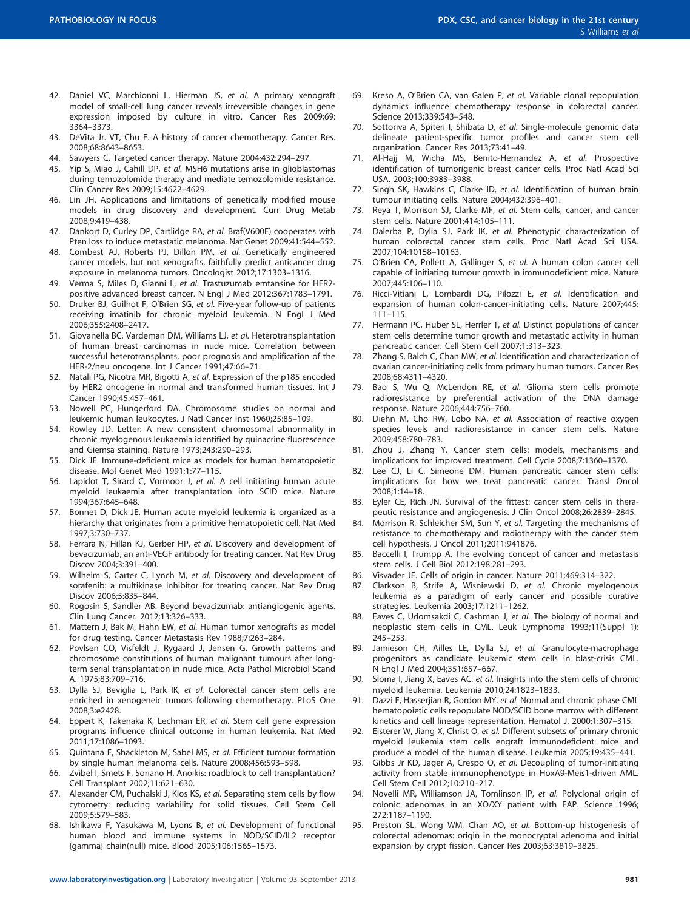42. Daniel VC, Marchionni L, Hierman JS, *et al.* A primary xenograft model of small-cell lung cancer reveals irreversible changes in gene expression imposed by culture in vitro. Cancer Res 2009;69: 3364–3373.
43. DeVita Jr. VT, Chu E. A history of cancer chemotherapy. Cancer Res. 2008;68:8643–8653.
44. Sawyers C. Targeted cancer therapy. Nature 2004;432:294–297.
45. Yip S, Miao J, Cahill DP, *et al.* MSH6 mutations arise in glioblastomas during temozolomide therapy and mediate temozolomide resistance. Clin Cancer Res 2009;15:4622–4629.
46. Lin JH. Applications and limitations of genetically modified mouse models in drug discovery and development. Curr Drug Metab 2008;9:419–438.
47. Dankort D, Curley DP, Cartlidge RA, *et al.* Braf(V600E) cooperates with Pten loss to induce metastatic melanoma. Nat Genet 2009;41:544–552.
48. Combest AJ, Roberts PJ, Dillon PM, *et al.* Genetically engineered cancer models, but not xenografts, faithfully predict anticancer drug exposure in melanoma tumors. Oncologist 2012;17:1303–1316.
49. Verma S, Miles D, Gianni L, *et al.* Trastuzumab emtansine for HER2-positive advanced breast cancer. N Engl J Med 2012;367:1783–1791.
50. Druker BJ, Guilhot F, O'Brien SG, *et al.* Five-year follow-up of patients receiving imatinib for chronic myeloid leukemia. N Engl J Med 2006;355:2408–2417.
51. Giovanella BC, Vardeman DM, Williams LJ, *et al.* Heterotransplantation of human breast carcinomas in nude mice. Correlation between successful heterotransplants, poor prognosis and amplification of the HER-2/neu oncogene. Int J Cancer 1991;47:66–71.
52. Natali PG, Nicotra MR, Bigotti A, *et al.* Expression of the p185 encoded by HER2 oncogene in normal and transformed human tissues. Int J Cancer 1990;45:457–461.
53. Nowell PC, Hungerford DA. Chromosome studies on normal and leukemic human leukocytes. J Natl Cancer Inst 1960;25:85–109.
54. Rowley JD. Letter: A new consistent chromosomal abnormality in chronic myelogenous leukaemia identified by quinacrine fluorescence and Giemsa staining. Nature 1973;243:290–293.
55. Dick JE. Immune-deficient mice as models for human hematopoietic disease. Mol Genet Med 1991;1:77–115.
56. Lapidot T, Sirard C, Vormoor J, *et al.* A cell initiating human acute myeloid leukaemia after transplantation into SCID mice. Nature 1994;367:645–648.
57. Bonnet D, Dick JE. Human acute myeloid leukemia is organized as a hierarchy that originates from a primitive hematopoietic cell. Nat Med 1997;3:730–737.
58. Ferrara N, Hillan KJ, Gerber HP, *et al.* Discovery and development of bevacizumab, an anti-VEGF antibody for treating cancer. Nat Rev Drug Discov 2004;3:391–400.
59. Wilhelm S, Carter C, Lynch M, *et al.* Discovery and development of sorafenib: a multikinase inhibitor for treating cancer. Nat Rev Drug Discov 2006;5:835–844.
60. Rogosin S, Sandler AB. Beyond bevacizumab: antiangiogenic agents. Clin Lung Cancer. 2012;13:326–333.
61. Mattern J, Bak M, Hahn EW, *et al.* Human tumor xenografts as model for drug testing. Cancer Metastasis Rev 1988;7:263–284.
62. Povlsen CO, Visfeldt J, Rygaard J, Jensen G. Growth patterns and chromosome constitutions of human malignant tumours after long-term serial transplantation in nude mice. Acta Pathol Microbiol Scand A. 1975;83:709–716.
63. Dylla SJ, Beviglia L, Park IK, *et al.* Colorectal cancer stem cells are enriched in xenogeneic tumors following chemotherapy. PLoS One 2008;3:e2428.
64. Eppert K, Takenaka K, Lechman ER, *et al.* Stem cell gene expression programs influence clinical outcome in human leukemia. Nat Med 2011;17:1086–1093.
65. Quintana E, Shackleton M, Sabel MS, *et al.* Efficient tumour formation by single human melanoma cells. Nature 2008;456:593–598.
66. Zvibel I, Smets F, Soriano H. Anoikis: roadblock to cell transplantation? Cell Transplant 2002;11:621–630.
67. Alexander CM, Puchalski J, Klos KS, *et al.* Separating stem cells by flow cytometry: reducing variability for solid tissues. Cell Stem Cell 2009;5:579–583.
68. Ishikawa F, Yasukawa M, Lyons B, *et al.* Development of functional human blood and immune systems in NOD/SCID/IL2 receptor {gamma} chain(null) mice. Blood 2005;106:1565–1573.
69. Kreso A, O'Brien CA, van Galen P, *et al.* Variable clonal repopulation dynamics influence chemotherapy response in colorectal cancer. Science 2013;339:543–548.
70. Sottoriva A, Spiteri I, Shibata D, *et al.* Single-molecule genomic data delineate patient-specific tumor profiles and cancer stem cell organization. Cancer Res 2013;73:41–49.
71. Al-Hajj M, Wicha MS, Benito-Hernandez A, *et al.* Prospective identification of tumorigenic breast cancer cells. Proc Natl Acad Sci USA. 2003;100:3983–3988.
72. Singh SK, Hawkins C, Clarke ID, *et al.* Identification of human brain tumour initiating cells. Nature 2004;432:396–401.
73. Reya T, Morrison SJ, Clarke MF, *et al.* Stem cells, cancer, and cancer stem cells. Nature 2001;414:105–111.
74. Dalerba P, Dylla SJ, Park IK, *et al.* Phenotypic characterization of human colorectal cancer stem cells. Proc Natl Acad Sci USA. 2007;104:10158–10163.
75. O'Brien CA, Pollett A, Gallinger S, *et al.* A human colon cancer cell capable of initiating tumour growth in immunodeficient mice. Nature 2007;445:106–110.
76. Ricci-Vitiani L, Lombardi DG, Pilozzi E, *et al.* Identification and expansion of human colon-cancer-initiating cells. Nature 2007;445: 111–115.
77. Hermann PC, Huber SL, Herrler T, *et al.* Distinct populations of cancer stem cells determine tumor growth and metastatic activity in human pancreatic cancer. Cell Stem Cell 2007;1:313–323.
78. Zhang S, Balch C, Chan MW, *et al.* Identification and characterization of ovarian cancer-initiating cells from primary human tumors. Cancer Res 2008;68:4311–4320.
79. Bao S, Wu Q, McLendon RE, *et al.* Glioma stem cells promote radioresistance by preferential activation of the DNA damage response. Nature 2006;444:756–760.
80. Diehn M, Cho RW, Lobo NA, *et al.* Association of reactive oxygen species levels and radioresistance in cancer stem cells. Nature 2009;458:780–783.
81. Zhou J, Zhang Y. Cancer stem cells: models, mechanisms and implications for improved treatment. Cell Cycle 2008;7:1360–1370.
82. Lee CJ, Li C, Simeone DM. Human pancreatic cancer stem cells: implications for how we treat pancreatic cancer. Transl Oncol 2008;1:14–18.
83. Eyler CE, Rich JN. Survival of the fittest: cancer stem cells in therapeutic resistance and angiogenesis. J Clin Oncol 2008;26:2839–2845.
84. Morrison R, Schleicher SM, Sun Y, *et al.* Targeting the mechanisms of resistance to chemotherapy and radiotherapy with the cancer stem cell hypothesis. J Oncol 2011;2011:941876.
85. Baccelli I, Trumpp A. The evolving concept of cancer and metastasis stem cells. J Cell Biol 2012;198:281–293.
86. Visvader JE. Cells of origin in cancer. Nature 2011;469:314–322.
87. Clarkson B, Strife A, Wisniewski D, *et al.* Chronic myelogenous leukemia as a paradigm of early cancer and possible curative strategies. Leukemia 2003;17:1211–1262.
88. Eaves C, Udomsakdi C, Cashman J, *et al.* The biology of normal and neoplastic stem cells in CML. Leuk Lymphoma 1993;11(Suppl 1): 245–253.
89. Jamieson CH, Ailles LE, Dylla SJ, *et al.* Granulocyte-macrophage progenitors as candidate leukemic stem cells in blast-crisis CML. N Engl J Med 2004;351:657–667.
90. Sloma I, Jiang X, Eaves AC, *et al.* Insights into the stem cells of chronic myeloid leukemia. Leukemia 2010;24:1823–1833.
91. Dazzi F, Hasserjian R, Gordon MY, *et al.* Normal and chronic phase CML hematopoietic cells repopulate NOD/SCID bone marrow with different kinetics and cell lineage representation. Hematol J. 2000;1:307–315.
92. Eisterer W, Jiang X, Christ O, *et al.* Different subsets of primary chronic myeloid leukemia stem cells engraft immunodeficient mice and produce a model of the human disease. Leukemia 2005;19:435–441.
93. Gibbs Jr KD, Jager A, Crespo O, *et al.* Decoupling of tumor-initiating activity from stable immunophenotype in HoxA9-Meis1-driven AML. Cell Stem Cell 2012;10:210–217.
94. Novelli MR, Williamson JA, Tomlinson IP, *et al.* Polyclonal origin of colonic adenomas in an XO/XY patient with FAP. Science 1996; 272:1187–1190.
95. Preston SL, Wong WM, Chan AO, *et al.* Bottom-up histogenesis of colorectal adenomas: origin in the monocryptal adenoma and initial expansion by crypt fission. Cancer Res 2003;63:3819–3825.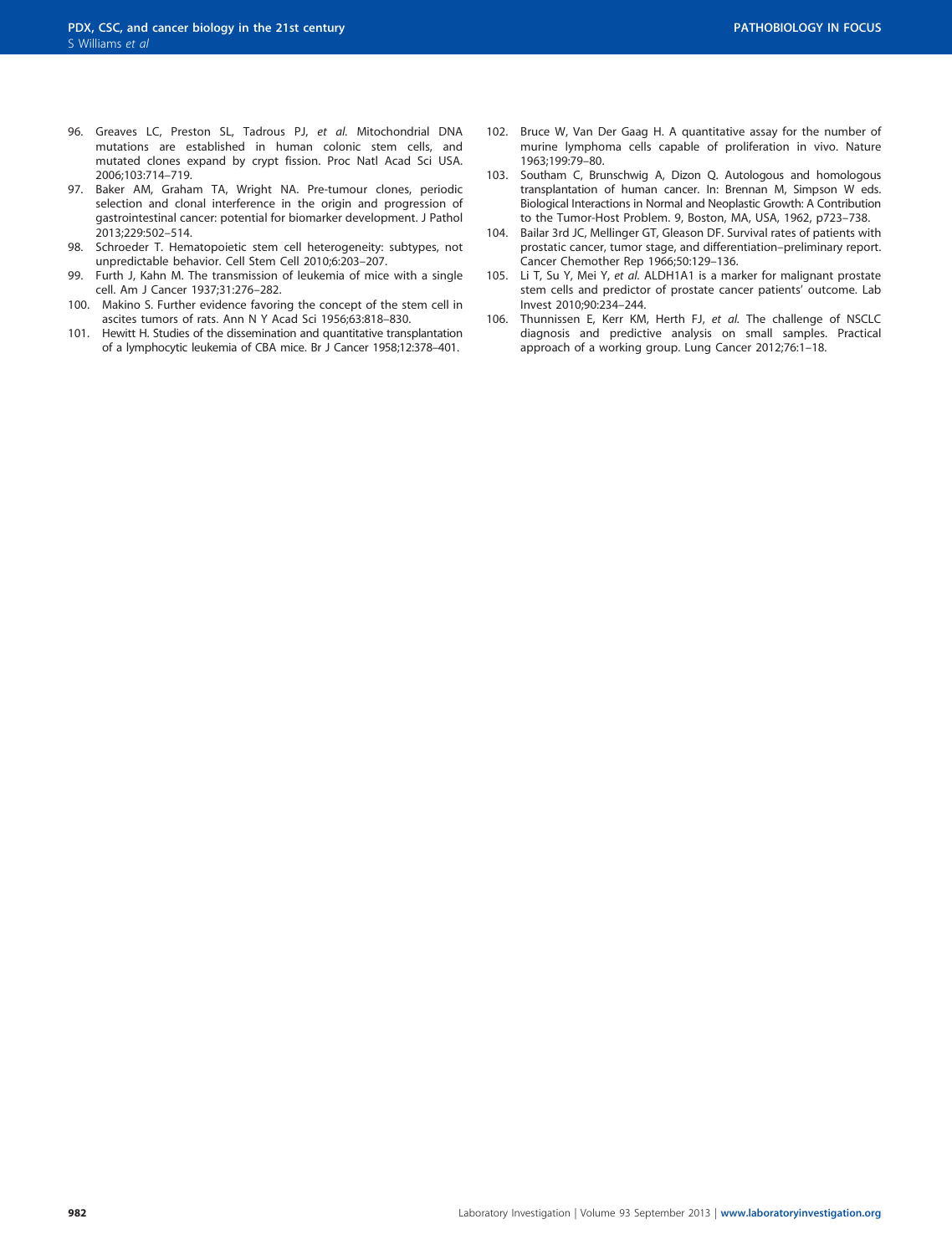96. Greaves LC, Preston SL, Tadrous PJ, *et al.* Mitochondrial DNA mutations are established in human colonic stem cells, and mutated clones expand by crypt fission. Proc Natl Acad Sci USA. 2006;103:714–719.
97. Baker AM, Graham TA, Wright NA. Pre-tumour clones, periodic selection and clonal interference in the origin and progression of gastrointestinal cancer: potential for biomarker development. J Pathol 2013;229:502–514.
98. Schroeder T. Hematopoietic stem cell heterogeneity: subtypes, not unpredictable behavior. Cell Stem Cell 2010;6:203–207.
99. Furth J, Kahn M. The transmission of leukemia of mice with a single cell. Am J Cancer 1937;31:276–282.
100. Makino S. Further evidence favoring the concept of the stem cell in ascites tumors of rats. Ann N Y Acad Sci 1956;63:818–830.
101. Hewitt H. Studies of the dissemination and quantitative transplantation of a lymphocytic leukemia of CBA mice. Br J Cancer 1958;12:378–401.
102. Bruce W, Van Der Gaag H. A quantitative assay for the number of murine lymphoma cells capable of proliferation in vivo. Nature 1963;199:79–80.
103. Southam C, Brunschwig A, Dizon Q. Autologous and homologous transplantation of human cancer. In: Brennan M, Simpson W eds. Biological Interactions in Normal and Neoplastic Growth: A Contribution to the Tumor-Host Problem. 9, Boston, MA, USA, 1962, p723–738.
104. Bailar 3rd JC, Mellinger GT, Gleason DF. Survival rates of patients with prostatic cancer, tumor stage, and differentiation–preliminary report. Cancer Chemother Rep 1966;50:129–136.
105. Li T, Su Y, Mei Y, *et al.* ALDH1A1 is a marker for malignant prostate stem cells and predictor of prostate cancer patients' outcome. Lab Invest 2010;90:234–244.
106. Thunnissen E, Kerr KM, Herth FJ, *et al.* The challenge of NSCLC diagnosis and predictive analysis on small samples. Practical approach of a working group. Lung Cancer 2012;76:1–18.